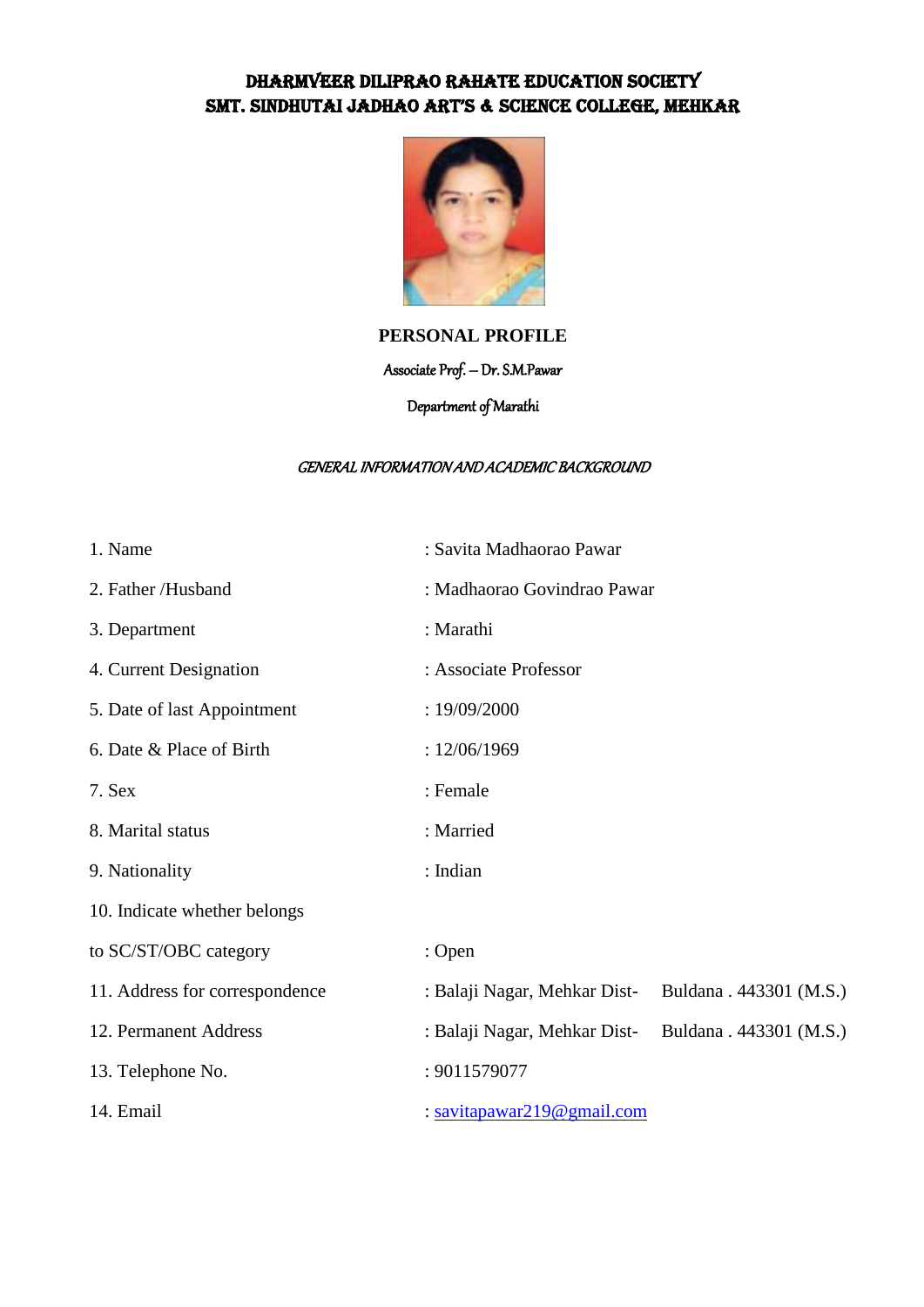# DHARMVEER DILIPRAO RAHATE EDUCATION SOCIETY
# SMT. SINDHUTAI JADHAO ART'S & SCIENCE COLLEGE, MEHKAR

## PERSONAL PROFILE

Associate Prof. – Dr. S.M.Pawar

Department of Marathi

*GENERAL INFORMATION AND ACADEMIC BACKGROUND*

| | |
|---|---|
| 1. Name | : Savita Madhaorao Pawar |
| 2. Father /Husband | : Madhaorao Govindrao Pawar |
| 3. Department | : Marathi |
| 4. Current Designation | : Associate Professor |
| 5. Date of last Appointment | : 19/09/2000 |
| 6. Date & Place of Birth | : 12/06/1969 |
| 7. Sex | : Female |
| 8. Marital status | : Married |
| 9. Nationality | : Indian |
| 10. Indicate whether belongs to SC/ST/OBC category | : Open |
| 11. Address for correspondence | : Balaji Nagar, Mehkar Dist- Buldana . 443301 (M.S.) |
| 12. Permanent Address | : Balaji Nagar, Mehkar Dist- Buldana . 443301 (M.S.) |
| 13. Telephone No. | : 9011579077 |
| 14. Email | : savitapawar219@gmail.com |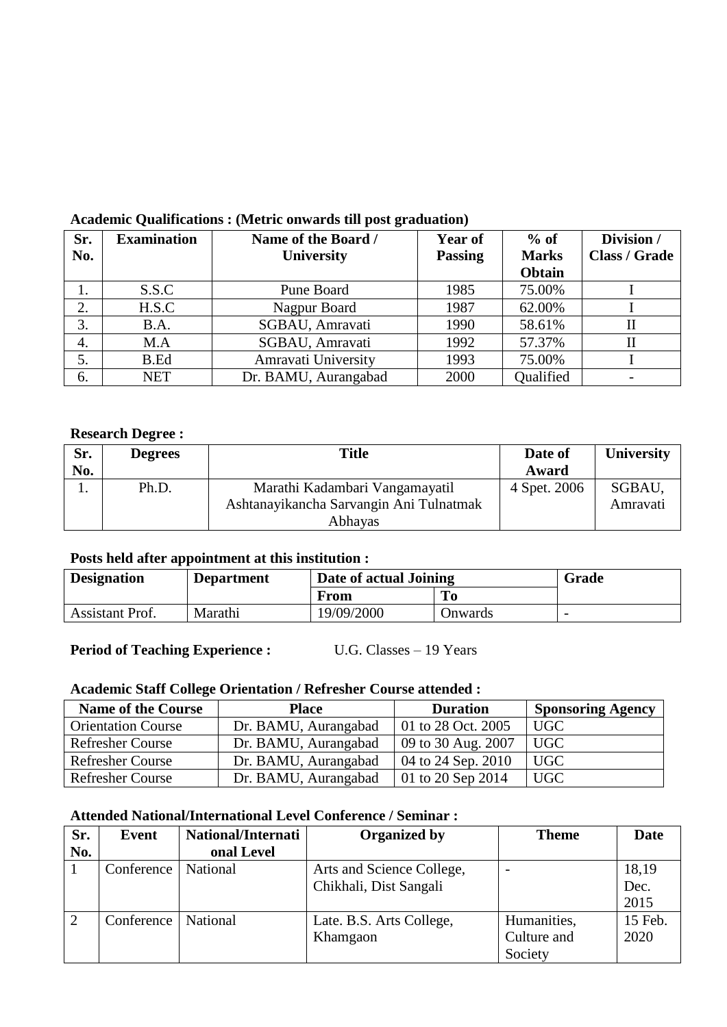**Academic Qualifications : (Metric onwards till post graduation)**

| Sr. No. | Examination | Name of the Board / University | Year of Passing | % of Marks Obtain | Division / Class / Grade |
|---|---|---|---|---|---|
| 1. | S.S.C | Pune Board | 1985 | 75.00% | I |
| 2. | H.S.C | Nagpur Board | 1987 | 62.00% | I |
| 3. | B.A. | SGBAU, Amravati | 1990 | 58.61% | II |
| 4. | M.A | SGBAU, Amravati | 1992 | 57.37% | II |
| 5. | B.Ed | Amravati University | 1993 | 75.00% | I |
| 6. | NET | Dr. BAMU, Aurangabad | 2000 | Qualified | - |

**Research Degree :**

| Sr. No. | Degrees | Title | Date of Award | University |
|---|---|---|---|---|
| 1. | Ph.D. | Marathi Kadambari Vangamayatil Ashtanayikancha Sarvangin Ani Tulnatmak Abhayas | 4 Spet. 2006 | SGBAU, Amravati |

**Posts held after appointment at this institution :**

| Designation | Department | Date of actual Joining | | Grade |
|---|---|---|---|---|
| | | From | To | |
| Assistant Prof. | Marathi | 19/09/2000 | Onwards | - |

**Period of Teaching Experience :** U.G. Classes – 19 Years

**Academic Staff College Orientation / Refresher Course attended :**

| Name of the Course | Place | Duration | Sponsoring Agency |
|---|---|---|---|
| Orientation Course | Dr. BAMU, Aurangabad | 01 to 28 Oct. 2005 | UGC |
| Refresher Course | Dr. BAMU, Aurangabad | 09 to 30 Aug. 2007 | UGC |
| Refresher Course | Dr. BAMU, Aurangabad | 04 to 24 Sep. 2010 | UGC |
| Refresher Course | Dr. BAMU, Aurangabad | 01 to 20 Sep 2014 | UGC |

**Attended National/International Level Conference / Seminar :**

| Sr. No. | Event | National/International Level | Organized by | Theme | Date |
|---|---|---|---|---|---|
| 1 | Conference | National | Arts and Science College, Chikhali, Dist Sangali | - | 18,19 Dec. 2015 |
| 2 | Conference | National | Late. B.S. Arts College, Khamgaon | Humanities, Culture and Society | 15 Feb. 2020 |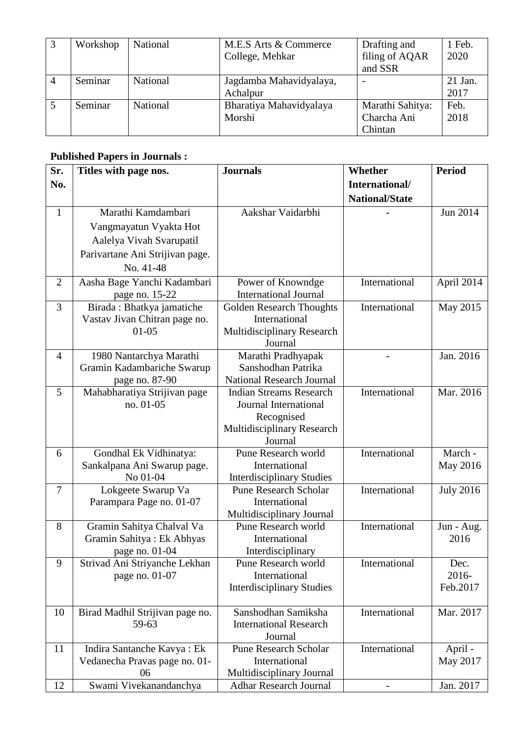| 3 | Workshop | National | M.E.S Arts & Commerce College, Mehkar | Drafting and filing of AQAR and SSR | 1 Feb. 2020 |
|---|---|---|---|---|---|
| 4 | Seminar | National | Jagdamba Mahavidyalaya, Achalpur | - | 21 Jan. 2017 |
| 5 | Seminar | National | Bharatiya Mahavidyalaya Morshi | Marathi Sahitya: Charcha Ani Chintan | Feb. 2018 |

**Published Papers in Journals :**

| Sr. No. | Titles with page nos. | Journals | Whether International/ National/State | Period |
|---|---|---|---|---|
| 1 | Marathi Kamdambari Vangmayatun Vyakta Hot Aalelya Vivah Svarupatil Parivartane Ani Strijivan page. No. 41-48 | Aakshar Vaidarbhi | - | Jun 2014 |
| 2 | Aasha Bage Yanchi Kadambari page no. 15-22 | Power of Knowndge International Journal | International | April 2014 |
| 3 | Birada : Bhatkya jamatiche Vastav Jivan Chitran page no. 01-05 | Golden Research Thoughts International Multidisciplinary Research Journal | International | May 2015 |
| 4 | 1980 Nantarchya Marathi Gramin Kadambariche Swarup page no. 87-90 | Marathi Pradhyapak Sanshodhan Patrika National Research Journal | - | Jan. 2016 |
| 5 | Mahabharatiya Strijivan page no. 01-05 | Indian Streams Research Journal International Recognised Multidisciplinary Research Journal | International | Mar. 2016 |
| 6 | Gondhal Ek Vidhinatya: Sankalpana Ani Swarup page. No 01-04 | Pune Research world International Interdisciplinary Studies | International | March - May 2016 |
| 7 | Lokgeete Swarup Va Parampara Page no. 01-07 | Pune Research Scholar International Multidisciplinary Journal | International | July 2016 |
| 8 | Gramin Sahitya Chalval Va Gramin Sahitya : Ek Abhyas page no. 01-04 | Pune Research world International Interdisciplinary | International | Jun - Aug. 2016 |
| 9 | Strivad Ani Striyanche Lekhan page no. 01-07 | Pune Research world International Interdisciplinary Studies | International | Dec. 2016- Feb.2017 |
| 10 | Birad Madhil Strijivan page no. 59-63 | Sanshodhan Samiksha International Research Journal | International | Mar. 2017 |
| 11 | Indira Santanche Kavya : Ek Vedanecha Pravas page no. 01-06 | Pune Research Scholar International Multidisciplinary Journal | International | April - May 2017 |
| 12 | Swami Vivekanandanchya | Adhar Research Journal | - | Jan. 2017 |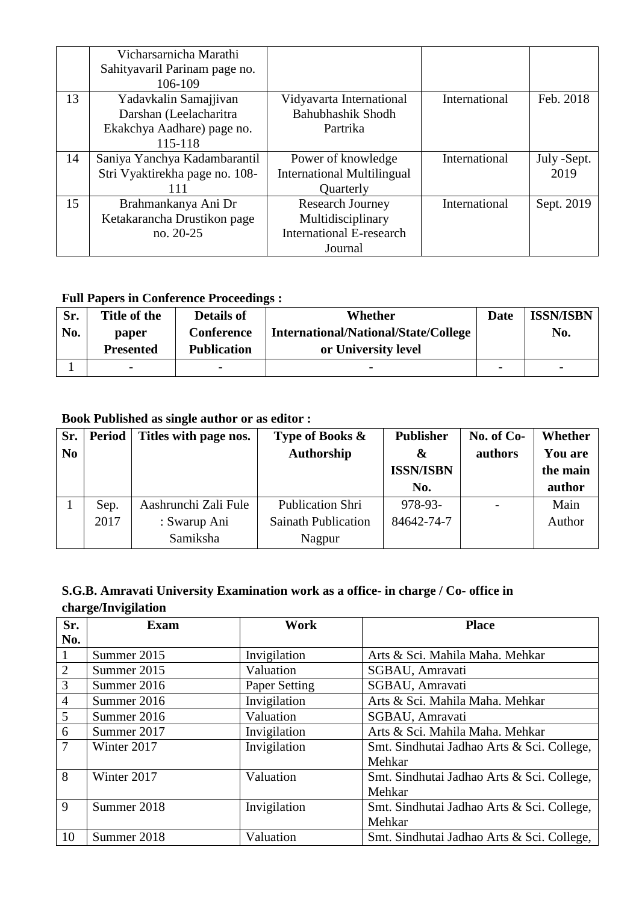|  | Vicharsarnicha Marathi Sahityavaril Parinam page no. 106-109 |  |  |  |
|---|---|---|---|---|
| 13 | Yadavkalin Samajjivan Darshan (Leelacharitra Ekakchya Aadhare) page no. 115-118 | Vidyavarta International Bahubhashik Shodh Partrika | International | Feb. 2018 |
| 14 | Saniya Yanchya Kadambarantil Stri Vyaktirekha page no. 108-111 | Power of knowledge International Multilingual Quarterly | International | July -Sept. 2019 |
| 15 | Brahmankanya Ani Dr Ketakarancha Drustikon page no. 20-25 | Research Journey Multidisciplinary International E-research Journal | International | Sept. 2019 |

**Full Papers in Conference Proceedings :**

| Sr. No. | Title of the paper Presented | Details of Conference Publication | Whether International/National/State/College or University level | Date | ISSN/ISBN No. |
|---|---|---|---|---|---|
| 1 | - | - | - | - | - |

**Book Published as single author or as editor :**

| Sr. No | Period | Titles with page nos. | Type of Books & Authorship | Publisher & ISSN/ISBN No. | No. of Co-authors | Whether You are the main author |
|---|---|---|---|---|---|---|
| 1 | Sep. 2017 | Aashrunchi Zali Fule : Swarup Ani Samiksha | Publication Shri Sainath Publication Nagpur | 978-93-84642-74-7 | - | Main Author |

**S.G.B. Amravati University Examination work as a office- in charge / Co- office in charge/Invigilation**

| Sr. No. | Exam | Work | Place |
|---|---|---|---|
| 1 | Summer 2015 | Invigilation | Arts & Sci. Mahila Maha. Mehkar |
| 2 | Summer 2015 | Valuation | SGBAU, Amravati |
| 3 | Summer 2016 | Paper Setting | SGBAU, Amravati |
| 4 | Summer 2016 | Invigilation | Arts & Sci. Mahila Maha. Mehkar |
| 5 | Summer 2016 | Valuation | SGBAU, Amravati |
| 6 | Summer 2017 | Invigilation | Arts & Sci. Mahila Maha. Mehkar |
| 7 | Winter 2017 | Invigilation | Smt. Sindhutai Jadhao Arts & Sci. College, Mehkar |
| 8 | Winter 2017 | Valuation | Smt. Sindhutai Jadhao Arts & Sci. College, Mehkar |
| 9 | Summer 2018 | Invigilation | Smt. Sindhutai Jadhao Arts & Sci. College, Mehkar |
| 10 | Summer 2018 | Valuation | Smt. Sindhutai Jadhao Arts & Sci. College, |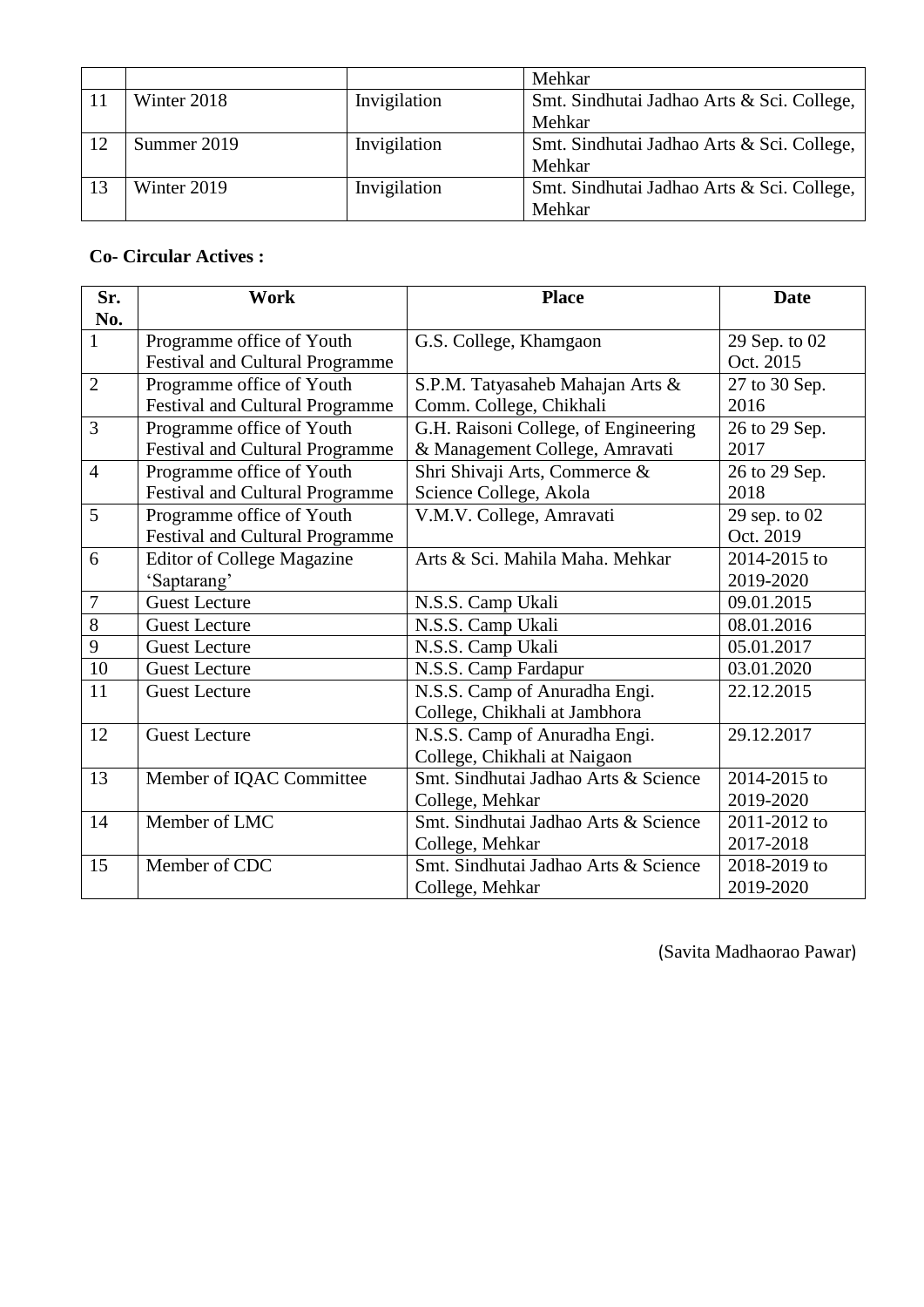| | | | |
|---|---|---|---|
| | | | Mehkar |
| 11 | Winter 2018 | Invigilation | Smt. Sindhutai Jadhao Arts & Sci. College, Mehkar |
| 12 | Summer 2019 | Invigilation | Smt. Sindhutai Jadhao Arts & Sci. College, Mehkar |
| 13 | Winter 2019 | Invigilation | Smt. Sindhutai Jadhao Arts & Sci. College, Mehkar |

**Co- Circular Actives :**

| Sr. No. | Work | Place | Date |
|---|---|---|---|
| 1 | Programme office of Youth Festival and Cultural Programme | G.S. College, Khamgaon | 29 Sep. to 02 Oct. 2015 |
| 2 | Programme office of Youth Festival and Cultural Programme | S.P.M. Tatyasaheb Mahajan Arts & Comm. College, Chikhali | 27 to 30 Sep. 2016 |
| 3 | Programme office of Youth Festival and Cultural Programme | G.H. Raisoni College, of Engineering & Management College, Amravati | 26 to 29 Sep. 2017 |
| 4 | Programme office of Youth Festival and Cultural Programme | Shri Shivaji Arts, Commerce & Science College, Akola | 26 to 29 Sep. 2018 |
| 5 | Programme office of Youth Festival and Cultural Programme | V.M.V. College, Amravati | 29 sep. to 02 Oct. 2019 |
| 6 | Editor of College Magazine 'Saptarang' | Arts & Sci. Mahila Maha. Mehkar | 2014-2015 to 2019-2020 |
| 7 | Guest Lecture | N.S.S. Camp Ukali | 09.01.2015 |
| 8 | Guest Lecture | N.S.S. Camp Ukali | 08.01.2016 |
| 9 | Guest Lecture | N.S.S. Camp Ukali | 05.01.2017 |
| 10 | Guest Lecture | N.S.S. Camp Fardapur | 03.01.2020 |
| 11 | Guest Lecture | N.S.S. Camp of Anuradha Engi. College, Chikhali at Jambhora | 22.12.2015 |
| 12 | Guest Lecture | N.S.S. Camp of Anuradha Engi. College, Chikhali at Naigaon | 29.12.2017 |
| 13 | Member of IQAC Committee | Smt. Sindhutai Jadhao Arts & Science College, Mehkar | 2014-2015 to 2019-2020 |
| 14 | Member of LMC | Smt. Sindhutai Jadhao Arts & Science College, Mehkar | 2011-2012 to 2017-2018 |
| 15 | Member of CDC | Smt. Sindhutai Jadhao Arts & Science College, Mehkar | 2018-2019 to 2019-2020 |

(Savita Madhaorao Pawar)